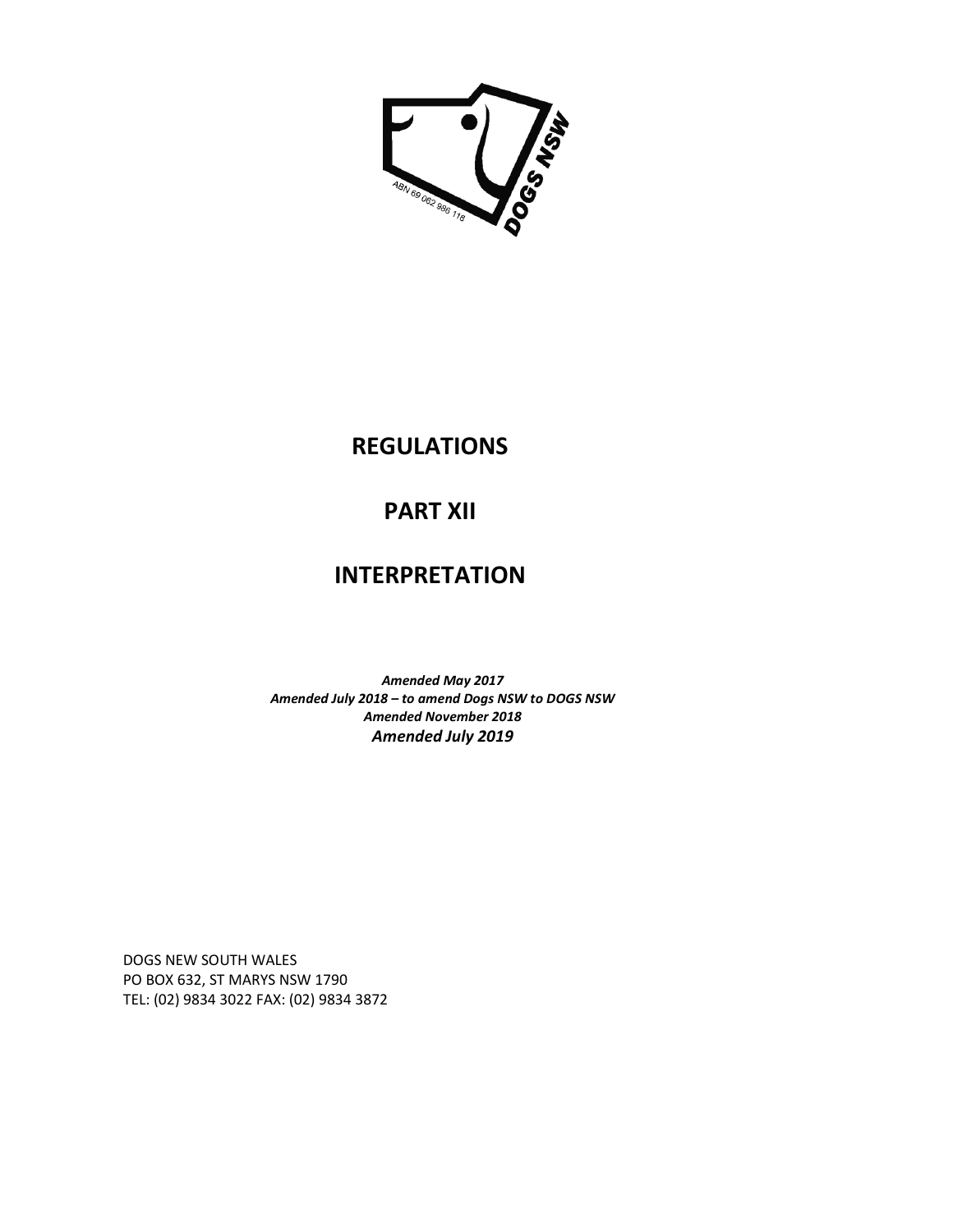# REGULATIONS

# PART XII

# INTERPRETATION

***Amended May 2017***
***Amended July 2018 – to amend Dogs NSW to DOGS NSW***
***Amended November 2018***
***Amended July 2019***

DOGS NEW SOUTH WALES
PO BOX 632, ST MARYS NSW 1790
TEL: (02) 9834 3022 FAX: (02) 9834 3872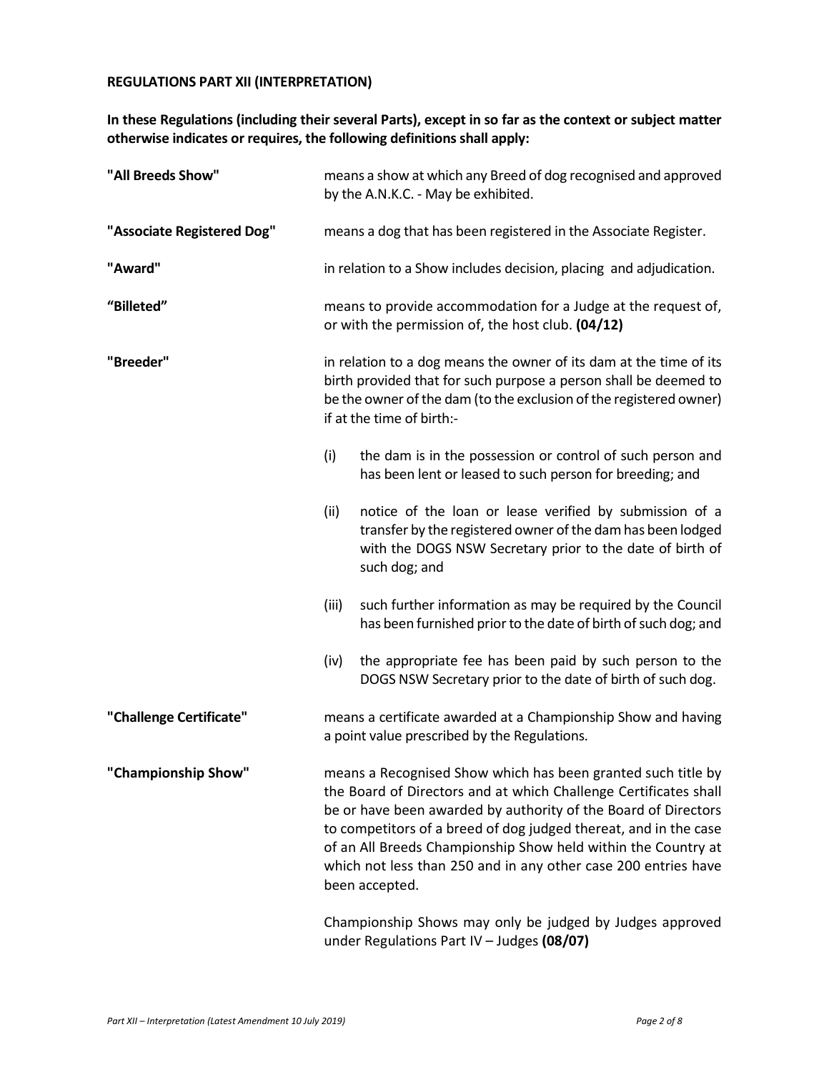**REGULATIONS PART XII (INTERPRETATION)**

**In these Regulations (including their several Parts), except in so far as the context or subject matter otherwise indicates or requires, the following definitions shall apply:**

**"All Breeds Show"** means a show at which any Breed of dog recognised and approved by the A.N.K.C. - May be exhibited.

**"Associate Registered Dog"** means a dog that has been registered in the Associate Register.

**"Award"** in relation to a Show includes decision, placing and adjudication.

**"Billeted"** means to provide accommodation for a Judge at the request of, or with the permission of, the host club. **(04/12)**

**"Breeder"** in relation to a dog means the owner of its dam at the time of its birth provided that for such purpose a person shall be deemed to be the owner of the dam (to the exclusion of the registered owner) if at the time of birth:-

(i) the dam is in the possession or control of such person and has been lent or leased to such person for breeding; and

(ii) notice of the loan or lease verified by submission of a transfer by the registered owner of the dam has been lodged with the DOGS NSW Secretary prior to the date of birth of such dog; and

(iii) such further information as may be required by the Council has been furnished prior to the date of birth of such dog; and

(iv) the appropriate fee has been paid by such person to the DOGS NSW Secretary prior to the date of birth of such dog.

**"Challenge Certificate"** means a certificate awarded at a Championship Show and having a point value prescribed by the Regulations.

**"Championship Show"** means a Recognised Show which has been granted such title by the Board of Directors and at which Challenge Certificates shall be or have been awarded by authority of the Board of Directors to competitors of a breed of dog judged thereat, and in the case of an All Breeds Championship Show held within the Country at which not less than 250 and in any other case 200 entries have been accepted.

Championship Shows may only be judged by Judges approved under Regulations Part IV – Judges **(08/07)**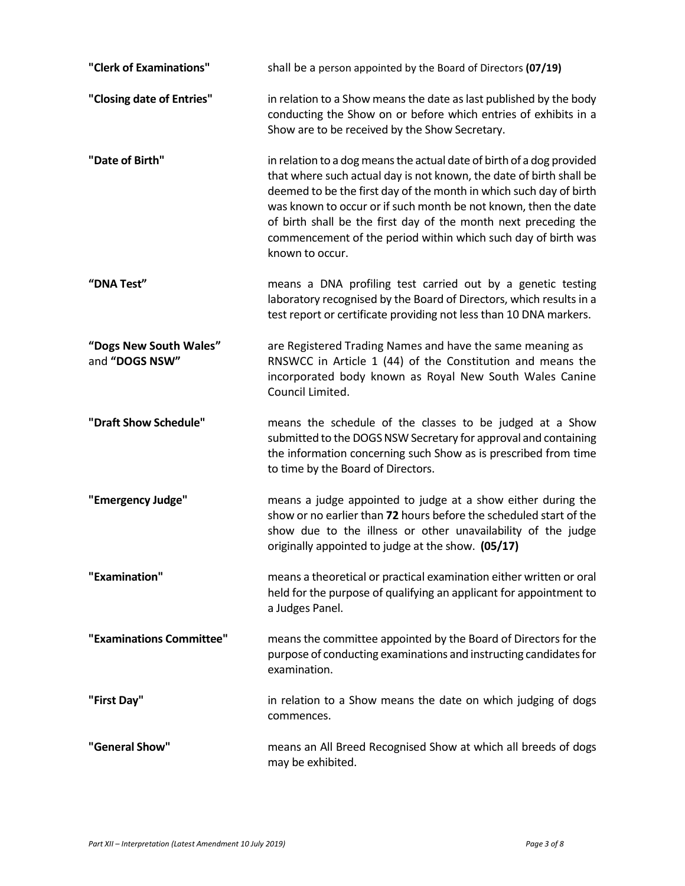**"Clerk of Examinations"** shall be a person appointed by the Board of Directors **(07/19)**

**"Closing date of Entries"** in relation to a Show means the date as last published by the body conducting the Show on or before which entries of exhibits in a Show are to be received by the Show Secretary.

**"Date of Birth"** in relation to a dog means the actual date of birth of a dog provided that where such actual day is not known, the date of birth shall be deemed to be the first day of the month in which such day of birth was known to occur or if such month be not known, then the date of birth shall be the first day of the month next preceding the commencement of the period within which such day of birth was known to occur.

**"DNA Test"** means a DNA profiling test carried out by a genetic testing laboratory recognised by the Board of Directors, which results in a test report or certificate providing not less than 10 DNA markers.

**"Dogs New South Wales"** and **"DOGS NSW"** are Registered Trading Names and have the same meaning as RNSWCC in Article 1 (44) of the Constitution and means the incorporated body known as Royal New South Wales Canine Council Limited.

**"Draft Show Schedule"** means the schedule of the classes to be judged at a Show submitted to the DOGS NSW Secretary for approval and containing the information concerning such Show as is prescribed from time to time by the Board of Directors.

**"Emergency Judge"** means a judge appointed to judge at a show either during the show or no earlier than **72** hours before the scheduled start of the show due to the illness or other unavailability of the judge originally appointed to judge at the show. **(05/17)**

**"Examination"** means a theoretical or practical examination either written or oral held for the purpose of qualifying an applicant for appointment to a Judges Panel.

**"Examinations Committee"** means the committee appointed by the Board of Directors for the purpose of conducting examinations and instructing candidates for examination.

**"First Day"** in relation to a Show means the date on which judging of dogs commences.

**"General Show"** means an All Breed Recognised Show at which all breeds of dogs may be exhibited.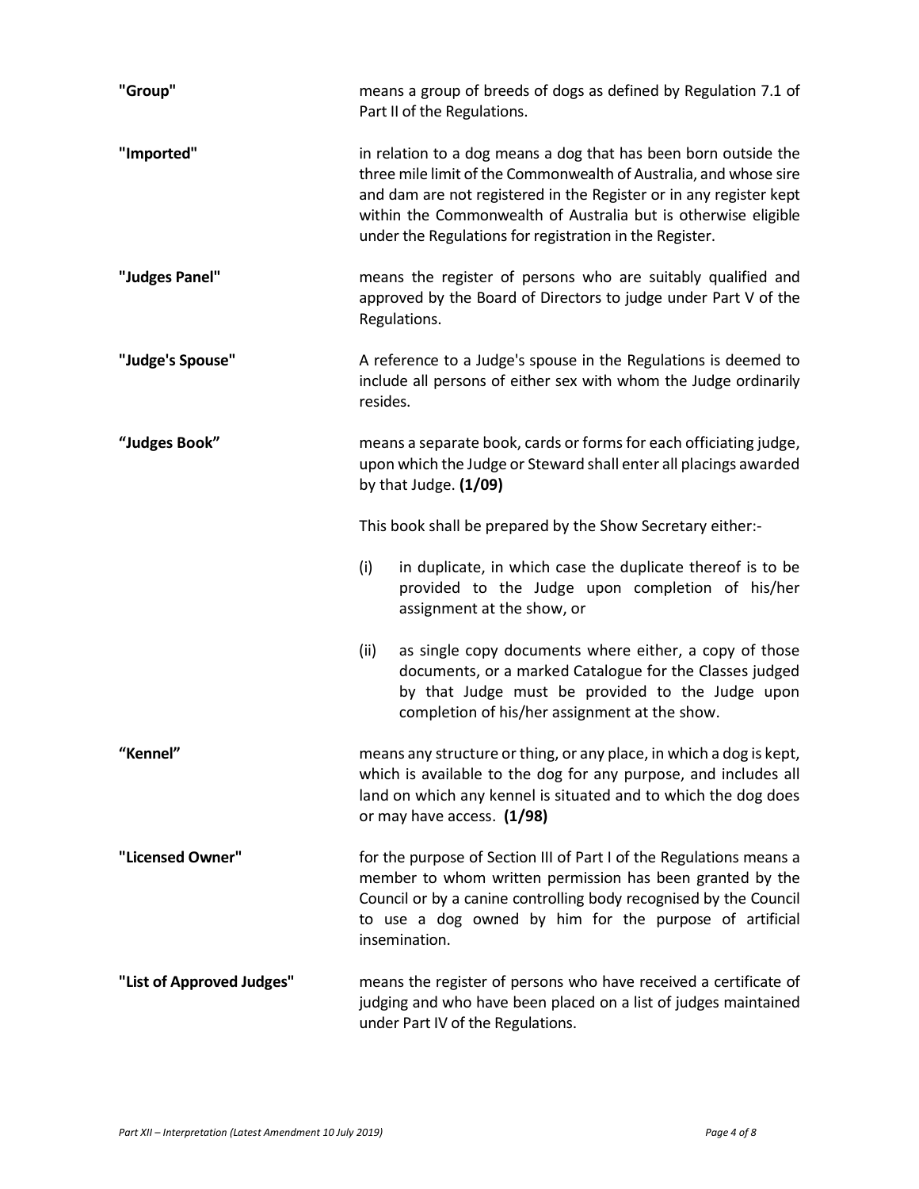**"Group"** means a group of breeds of dogs as defined by Regulation 7.1 of Part II of the Regulations.

**"Imported"** in relation to a dog means a dog that has been born outside the three mile limit of the Commonwealth of Australia, and whose sire and dam are not registered in the Register or in any register kept within the Commonwealth of Australia but is otherwise eligible under the Regulations for registration in the Register.

**"Judges Panel"** means the register of persons who are suitably qualified and approved by the Board of Directors to judge under Part V of the Regulations.

**"Judge's Spouse"** A reference to a Judge's spouse in the Regulations is deemed to include all persons of either sex with whom the Judge ordinarily resides.

**"Judges Book"** means a separate book, cards or forms for each officiating judge, upon which the Judge or Steward shall enter all placings awarded by that Judge. **(1/09)**

This book shall be prepared by the Show Secretary either:-

(i) in duplicate, in which case the duplicate thereof is to be provided to the Judge upon completion of his/her assignment at the show, or

(ii) as single copy documents where either, a copy of those documents, or a marked Catalogue for the Classes judged by that Judge must be provided to the Judge upon completion of his/her assignment at the show.

**"Kennel"** means any structure or thing, or any place, in which a dog is kept, which is available to the dog for any purpose, and includes all land on which any kennel is situated and to which the dog does or may have access. **(1/98)**

**"Licensed Owner"** for the purpose of Section III of Part I of the Regulations means a member to whom written permission has been granted by the Council or by a canine controlling body recognised by the Council to use a dog owned by him for the purpose of artificial insemination.

**"List of Approved Judges"** means the register of persons who have received a certificate of judging and who have been placed on a list of judges maintained under Part IV of the Regulations.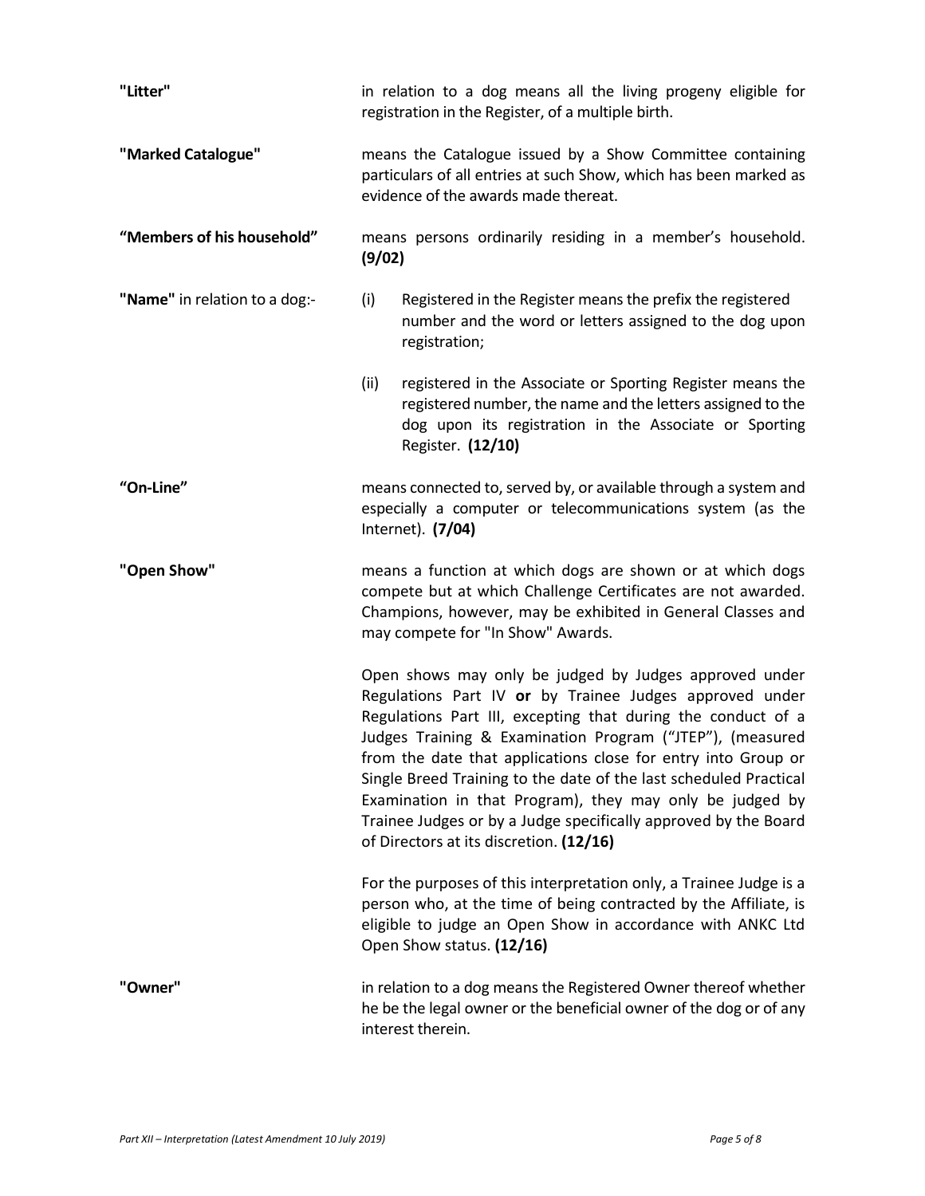**"Litter"** in relation to a dog means all the living progeny eligible for registration in the Register, of a multiple birth.

**"Marked Catalogue"** means the Catalogue issued by a Show Committee containing particulars of all entries at such Show, which has been marked as evidence of the awards made thereat.

**"Members of his household"** means persons ordinarily residing in a member's household. **(9/02)**

**"Name"** in relation to a dog:-

(i) Registered in the Register means the prefix the registered number and the word or letters assigned to the dog upon registration;

(ii) registered in the Associate or Sporting Register means the registered number, the name and the letters assigned to the dog upon its registration in the Associate or Sporting Register. **(12/10)**

**"On-Line"** means connected to, served by, or available through a system and especially a computer or telecommunications system (as the Internet). **(7/04)**

**"Open Show"** means a function at which dogs are shown or at which dogs compete but at which Challenge Certificates are not awarded. Champions, however, may be exhibited in General Classes and may compete for "In Show" Awards.

Open shows may only be judged by Judges approved under Regulations Part IV **or** by Trainee Judges approved under Regulations Part III, excepting that during the conduct of a Judges Training & Examination Program ("JTEP"), (measured from the date that applications close for entry into Group or Single Breed Training to the date of the last scheduled Practical Examination in that Program), they may only be judged by Trainee Judges or by a Judge specifically approved by the Board of Directors at its discretion. **(12/16)**

For the purposes of this interpretation only, a Trainee Judge is a person who, at the time of being contracted by the Affiliate, is eligible to judge an Open Show in accordance with ANKC Ltd Open Show status. **(12/16)**

**"Owner"** in relation to a dog means the Registered Owner thereof whether he be the legal owner or the beneficial owner of the dog or of any interest therein.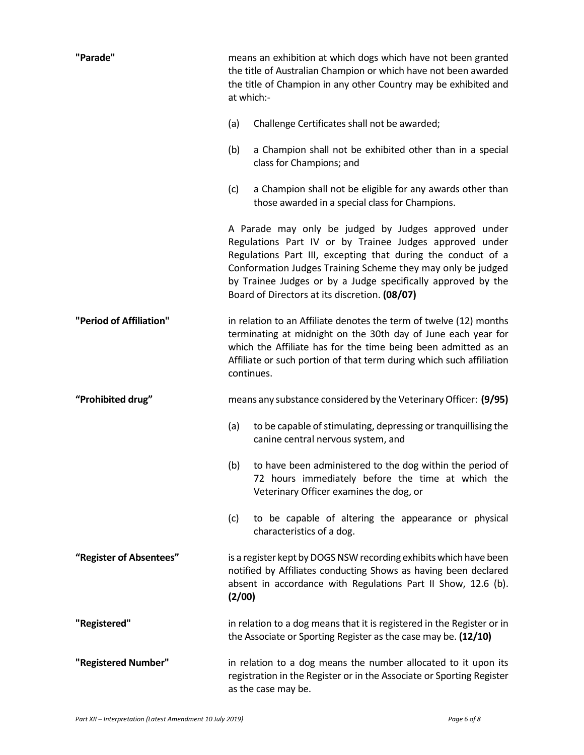**"Parade"** means an exhibition at which dogs which have not been granted the title of Australian Champion or which have not been awarded the title of Champion in any other Country may be exhibited and at which:-

(a) Challenge Certificates shall not be awarded;

(b) a Champion shall not be exhibited other than in a special class for Champions; and

(c) a Champion shall not be eligible for any awards other than those awarded in a special class for Champions.

A Parade may only be judged by Judges approved under Regulations Part IV or by Trainee Judges approved under Regulations Part III, excepting that during the conduct of a Conformation Judges Training Scheme they may only be judged by Trainee Judges or by a Judge specifically approved by the Board of Directors at its discretion. **(08/07)**

**"Period of Affiliation"** in relation to an Affiliate denotes the term of twelve (12) months terminating at midnight on the 30th day of June each year for which the Affiliate has for the time being been admitted as an Affiliate or such portion of that term during which such affiliation continues.

**"Prohibited drug"** means any substance considered by the Veterinary Officer: **(9/95)**

(a) to be capable of stimulating, depressing or tranquillising the canine central nervous system, and

(b) to have been administered to the dog within the period of 72 hours immediately before the time at which the Veterinary Officer examines the dog, or

(c) to be capable of altering the appearance or physical characteristics of a dog.

**"Register of Absentees"** is a register kept by DOGS NSW recording exhibits which have been notified by Affiliates conducting Shows as having been declared absent in accordance with Regulations Part II Show, 12.6 (b). **(2/00)**

**"Registered"** in relation to a dog means that it is registered in the Register or in the Associate or Sporting Register as the case may be. **(12/10)**

**"Registered Number"** in relation to a dog means the number allocated to it upon its registration in the Register or in the Associate or Sporting Register as the case may be.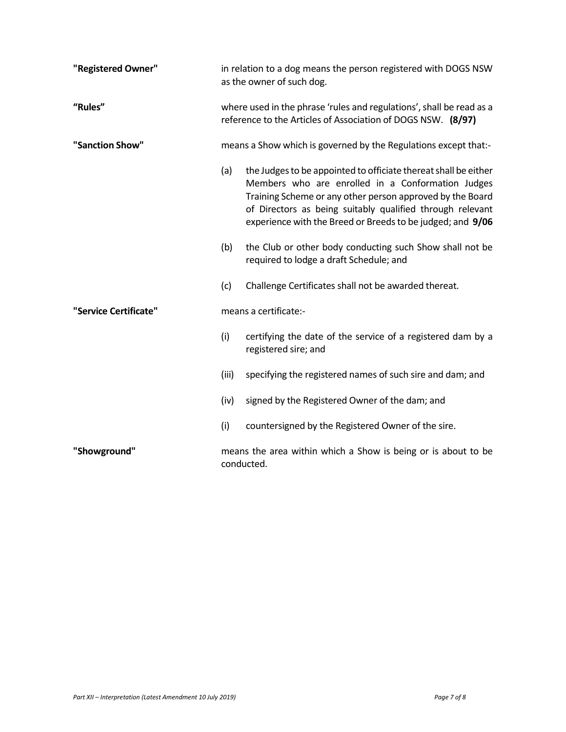**"Registered Owner"** in relation to a dog means the person registered with DOGS NSW as the owner of such dog.

**"Rules"** where used in the phrase 'rules and regulations', shall be read as a reference to the Articles of Association of DOGS NSW. **(8/97)**

**"Sanction Show"** means a Show which is governed by the Regulations except that:-

(a) the Judges to be appointed to officiate thereat shall be either Members who are enrolled in a Conformation Judges Training Scheme or any other person approved by the Board of Directors as being suitably qualified through relevant experience with the Breed or Breeds to be judged; and **9/06**

(b) the Club or other body conducting such Show shall not be required to lodge a draft Schedule; and

(c) Challenge Certificates shall not be awarded thereat.

**"Service Certificate"** means a certificate:-

(i) certifying the date of the service of a registered dam by a registered sire; and

(iii) specifying the registered names of such sire and dam; and

(iv) signed by the Registered Owner of the dam; and

(i) countersigned by the Registered Owner of the sire.

**"Showground"** means the area within which a Show is being or is about to be conducted.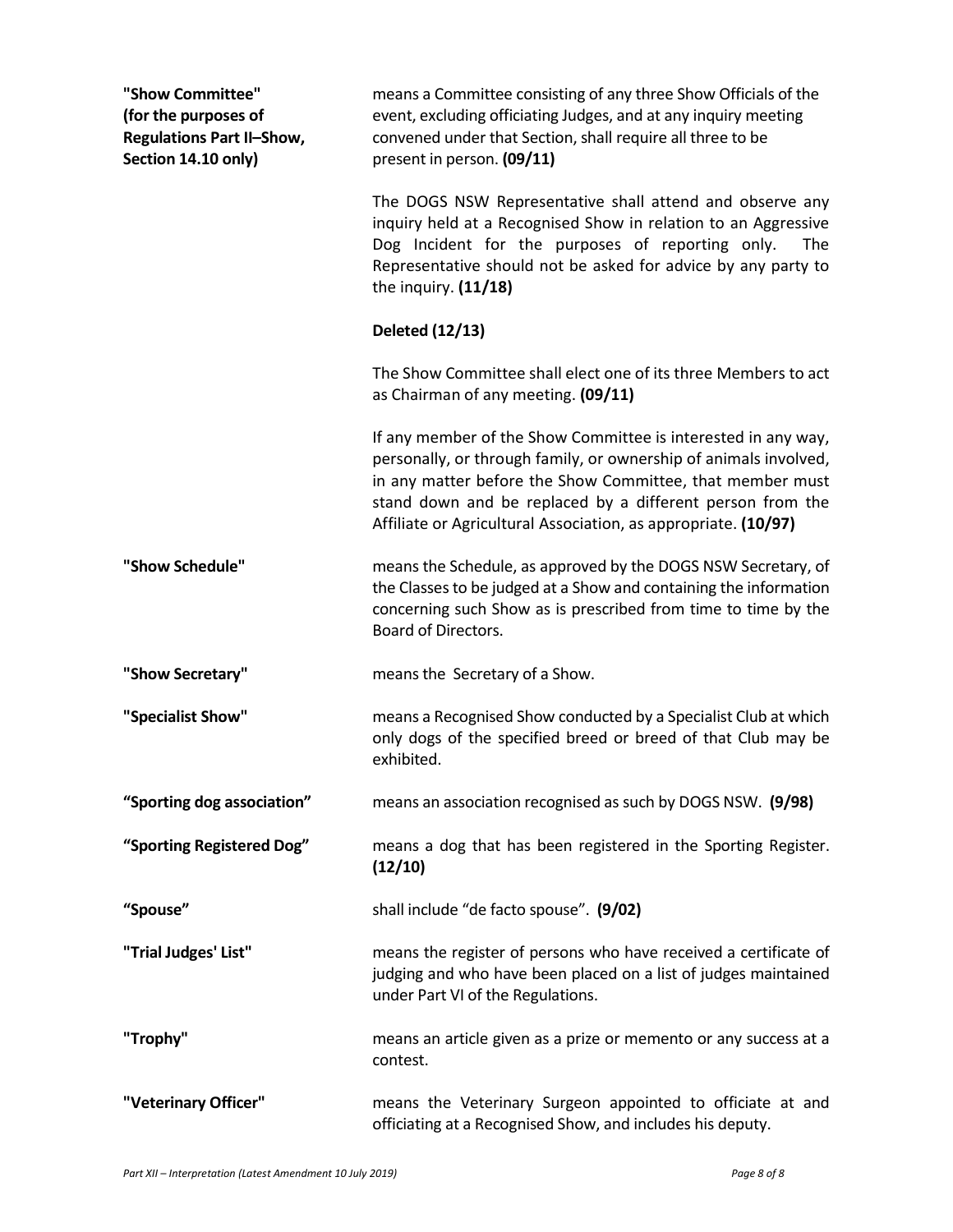**"Show Committee" (for the purposes of Regulations Part II–Show, Section 14.10 only)** means a Committee consisting of any three Show Officials of the event, excluding officiating Judges, and at any inquiry meeting convened under that Section, shall require all three to be present in person. **(09/11)**

The DOGS NSW Representative shall attend and observe any inquiry held at a Recognised Show in relation to an Aggressive Dog Incident for the purposes of reporting only. The Representative should not be asked for advice by any party to the inquiry. **(11/18)**

**Deleted (12/13)**

The Show Committee shall elect one of its three Members to act as Chairman of any meeting. **(09/11)**

If any member of the Show Committee is interested in any way, personally, or through family, or ownership of animals involved, in any matter before the Show Committee, that member must stand down and be replaced by a different person from the Affiliate or Agricultural Association, as appropriate. **(10/97)**

**"Show Schedule"** means the Schedule, as approved by the DOGS NSW Secretary, of the Classes to be judged at a Show and containing the information concerning such Show as is prescribed from time to time by the Board of Directors.

**"Show Secretary"** means the Secretary of a Show.

**"Specialist Show"** means a Recognised Show conducted by a Specialist Club at which only dogs of the specified breed or breed of that Club may be exhibited.

**"Sporting dog association"** means an association recognised as such by DOGS NSW. **(9/98)**

**"Sporting Registered Dog"** means a dog that has been registered in the Sporting Register. **(12/10)**

**"Spouse"** shall include "de facto spouse". **(9/02)**

**"Trial Judges' List"** means the register of persons who have received a certificate of judging and who have been placed on a list of judges maintained under Part VI of the Regulations.

**"Trophy"** means an article given as a prize or memento or any success at a contest.

**"Veterinary Officer"** means the Veterinary Surgeon appointed to officiate at and officiating at a Recognised Show, and includes his deputy.